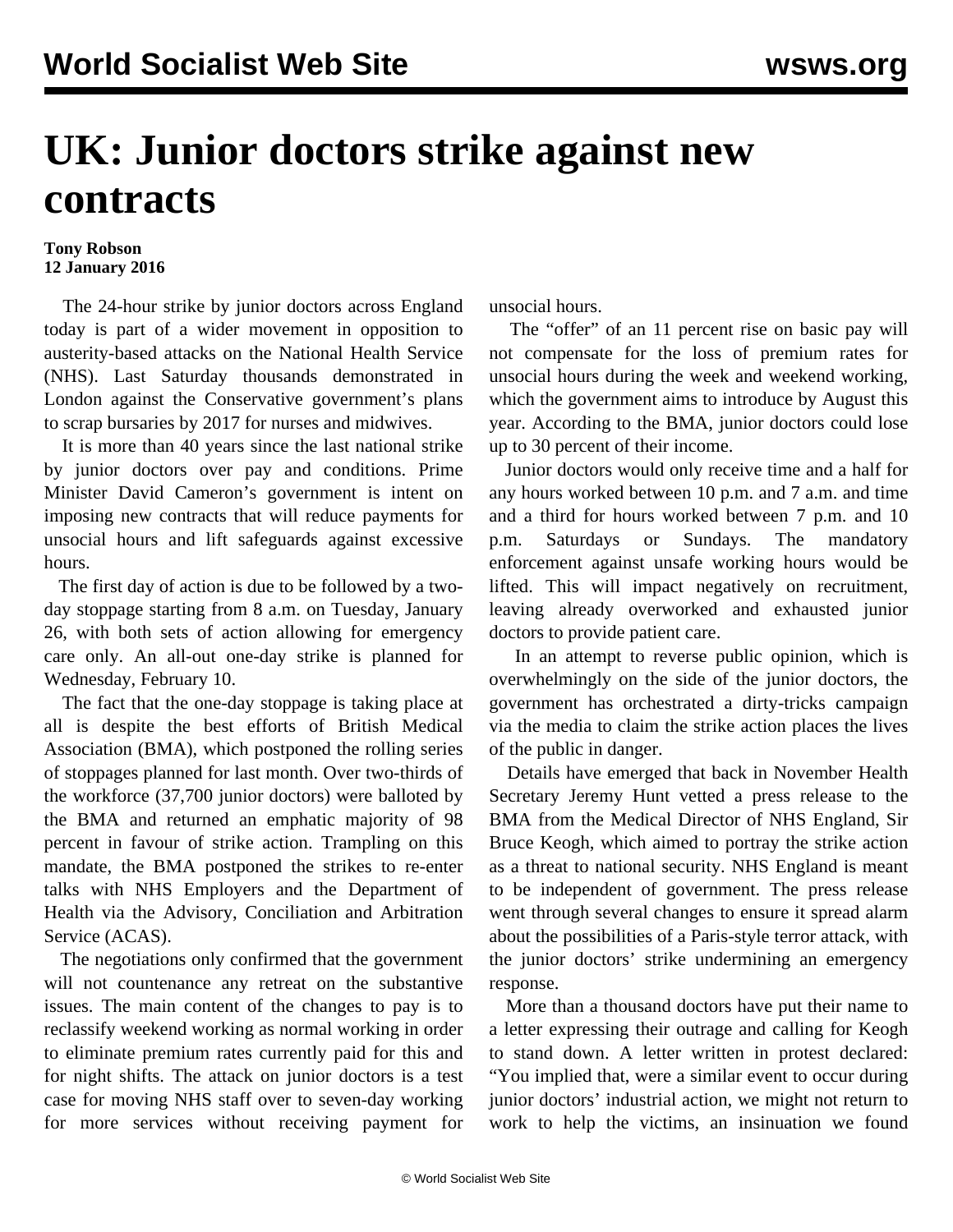# UK: Junior doctors strike against new contracts

**Tony Robson**
**12 January 2016**

The 24-hour strike by junior doctors across England today is part of a wider movement in opposition to austerity-based attacks on the National Health Service (NHS). Last Saturday thousands demonstrated in London against the Conservative government's plans to scrap bursaries by 2017 for nurses and midwives.

It is more than 40 years since the last national strike by junior doctors over pay and conditions. Prime Minister David Cameron's government is intent on imposing new contracts that will reduce payments for unsocial hours and lift safeguards against excessive hours.

The first day of action is due to be followed by a two-day stoppage starting from 8 a.m. on Tuesday, January 26, with both sets of action allowing for emergency care only. An all-out one-day strike is planned for Wednesday, February 10.

The fact that the one-day stoppage is taking place at all is despite the best efforts of British Medical Association (BMA), which postponed the rolling series of stoppages planned for last month. Over two-thirds of the workforce (37,700 junior doctors) were balloted by the BMA and returned an emphatic majority of 98 percent in favour of strike action. Trampling on this mandate, the BMA postponed the strikes to re-enter talks with NHS Employers and the Department of Health via the Advisory, Conciliation and Arbitration Service (ACAS).

The negotiations only confirmed that the government will not countenance any retreat on the substantive issues. The main content of the changes to pay is to reclassify weekend working as normal working in order to eliminate premium rates currently paid for this and for night shifts. The attack on junior doctors is a test case for moving NHS staff over to seven-day working for more services without receiving payment for unsocial hours.

The "offer" of an 11 percent rise on basic pay will not compensate for the loss of premium rates for unsocial hours during the week and weekend working, which the government aims to introduce by August this year. According to the BMA, junior doctors could lose up to 30 percent of their income.

Junior doctors would only receive time and a half for any hours worked between 10 p.m. and 7 a.m. and time and a third for hours worked between 7 p.m. and 10 p.m. Saturdays or Sundays. The mandatory enforcement against unsafe working hours would be lifted. This will impact negatively on recruitment, leaving already overworked and exhausted junior doctors to provide patient care.

In an attempt to reverse public opinion, which is overwhelmingly on the side of the junior doctors, the government has orchestrated a dirty-tricks campaign via the media to claim the strike action places the lives of the public in danger.

Details have emerged that back in November Health Secretary Jeremy Hunt vetted a press release to the BMA from the Medical Director of NHS England, Sir Bruce Keogh, which aimed to portray the strike action as a threat to national security. NHS England is meant to be independent of government. The press release went through several changes to ensure it spread alarm about the possibilities of a Paris-style terror attack, with the junior doctors' strike undermining an emergency response.

More than a thousand doctors have put their name to a letter expressing their outrage and calling for Keogh to stand down. A letter written in protest declared: "You implied that, were a similar event to occur during junior doctors' industrial action, we might not return to work to help the victims, an insinuation we found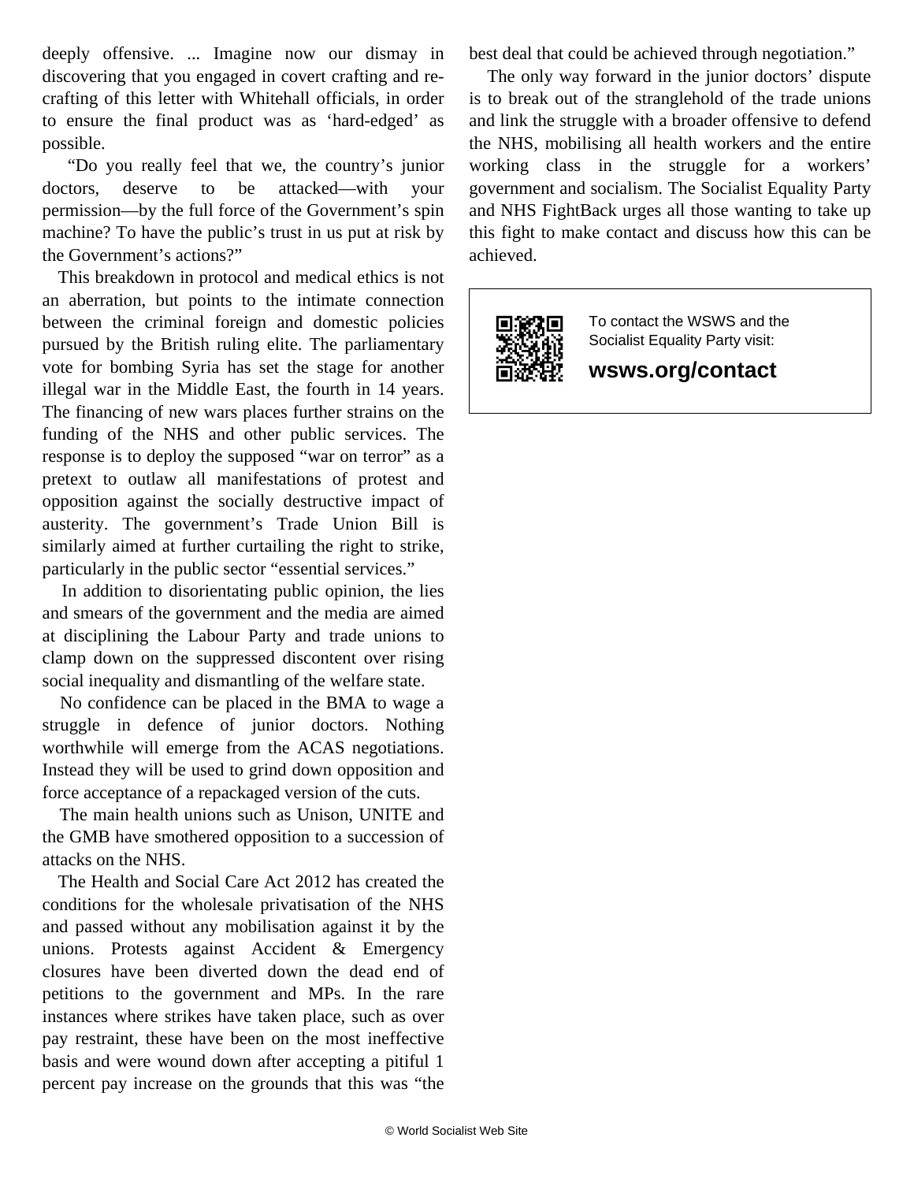deeply offensive. ... Imagine now our dismay in discovering that you engaged in covert crafting and re-crafting of this letter with Whitehall officials, in order to ensure the final product was as 'hard-edged' as possible.

"Do you really feel that we, the country's junior doctors, deserve to be attacked—with your permission—by the full force of the Government's spin machine? To have the public's trust in us put at risk by the Government's actions?"

This breakdown in protocol and medical ethics is not an aberration, but points to the intimate connection between the criminal foreign and domestic policies pursued by the British ruling elite. The parliamentary vote for bombing Syria has set the stage for another illegal war in the Middle East, the fourth in 14 years. The financing of new wars places further strains on the funding of the NHS and other public services. The response is to deploy the supposed "war on terror" as a pretext to outlaw all manifestations of protest and opposition against the socially destructive impact of austerity. The government's Trade Union Bill is similarly aimed at further curtailing the right to strike, particularly in the public sector "essential services."

In addition to disorientating public opinion, the lies and smears of the government and the media are aimed at disciplining the Labour Party and trade unions to clamp down on the suppressed discontent over rising social inequality and dismantling of the welfare state.

No confidence can be placed in the BMA to wage a struggle in defence of junior doctors. Nothing worthwhile will emerge from the ACAS negotiations. Instead they will be used to grind down opposition and force acceptance of a repackaged version of the cuts.

The main health unions such as Unison, UNITE and the GMB have smothered opposition to a succession of attacks on the NHS.

The Health and Social Care Act 2012 has created the conditions for the wholesale privatisation of the NHS and passed without any mobilisation against it by the unions. Protests against Accident & Emergency closures have been diverted down the dead end of petitions to the government and MPs. In the rare instances where strikes have taken place, such as over pay restraint, these have been on the most ineffective basis and were wound down after accepting a pitiful 1 percent pay increase on the grounds that this was "the best deal that could be achieved through negotiation."

The only way forward in the junior doctors' dispute is to break out of the stranglehold of the trade unions and link the struggle with a broader offensive to defend the NHS, mobilising all health workers and the entire working class in the struggle for a workers' government and socialism. The Socialist Equality Party and NHS FightBack urges all those wanting to take up this fight to make contact and discuss how this can be achieved.

To contact the WSWS and the Socialist Equality Party visit:

**wsws.org/contact**